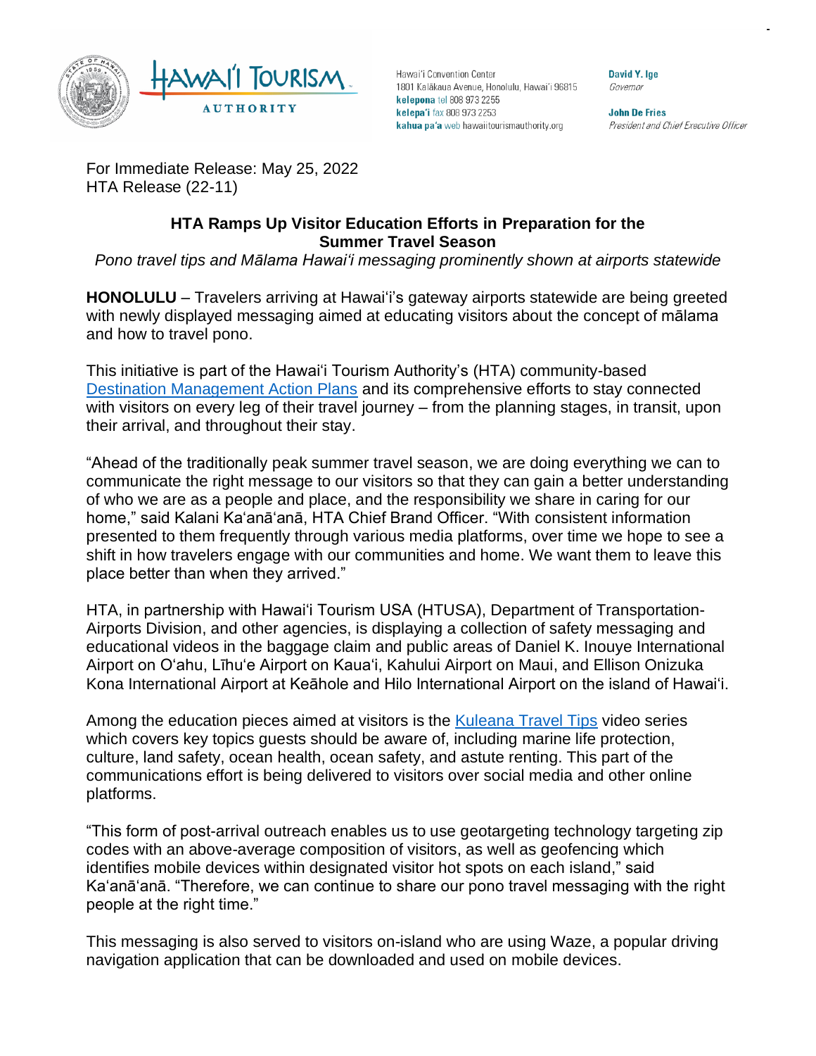Hawaiʻi Convention Center
1801 Kalākaua Avenue, Honolulu, Hawaiʻi 96815
**kelepona** tel 808 973 2255
**kelepaʻi** fax 808 973 2253
**kahua paʻa** web hawaiitourismauthority.org

**David Y. Ige**
*Governor*

**John De Fries**
*President and Chief Executive Officer*

For Immediate Release: May 25, 2022
HTA Release (22-11)

## HTA Ramps Up Visitor Education Efforts in Preparation for the Summer Travel Season

*Pono travel tips and Mālama Hawaiʻi messaging prominently shown at airports statewide*

**HONOLULU** – Travelers arriving at Hawaiʻi's gateway airports statewide are being greeted with newly displayed messaging aimed at educating visitors about the concept of mālama and how to travel pono.

This initiative is part of the Hawaiʻi Tourism Authority's (HTA) community-based [Destination Management Action Plans] and its comprehensive efforts to stay connected with visitors on every leg of their travel journey – from the planning stages, in transit, upon their arrival, and throughout their stay.

"Ahead of the traditionally peak summer travel season, we are doing everything we can to communicate the right message to our visitors so that they can gain a better understanding of who we are as a people and place, and the responsibility we share in caring for our home," said Kalani Kaʻanāʻanā, HTA Chief Brand Officer. "With consistent information presented to them frequently through various media platforms, over time we hope to see a shift in how travelers engage with our communities and home. We want them to leave this place better than when they arrived."

HTA, in partnership with Hawaiʻi Tourism USA (HTUSA), Department of Transportation-Airports Division, and other agencies, is displaying a collection of safety messaging and educational videos in the baggage claim and public areas of Daniel K. Inouye International Airport on Oʻahu, Līhuʻe Airport on Kauaʻi, Kahului Airport on Maui, and Ellison Onizuka Kona International Airport at Keāhole and Hilo International Airport on the island of Hawaiʻi.

Among the education pieces aimed at visitors is the [Kuleana Travel Tips] video series which covers key topics guests should be aware of, including marine life protection, culture, land safety, ocean health, ocean safety, and astute renting. This part of the communications effort is being delivered to visitors over social media and other online platforms.

"This form of post-arrival outreach enables us to use geotargeting technology targeting zip codes with an above-average composition of visitors, as well as geofencing which identifies mobile devices within designated visitor hot spots on each island," said Kaʻanāʻanā. "Therefore, we can continue to share our pono travel messaging with the right people at the right time."

This messaging is also served to visitors on-island who are using Waze, a popular driving navigation application that can be downloaded and used on mobile devices.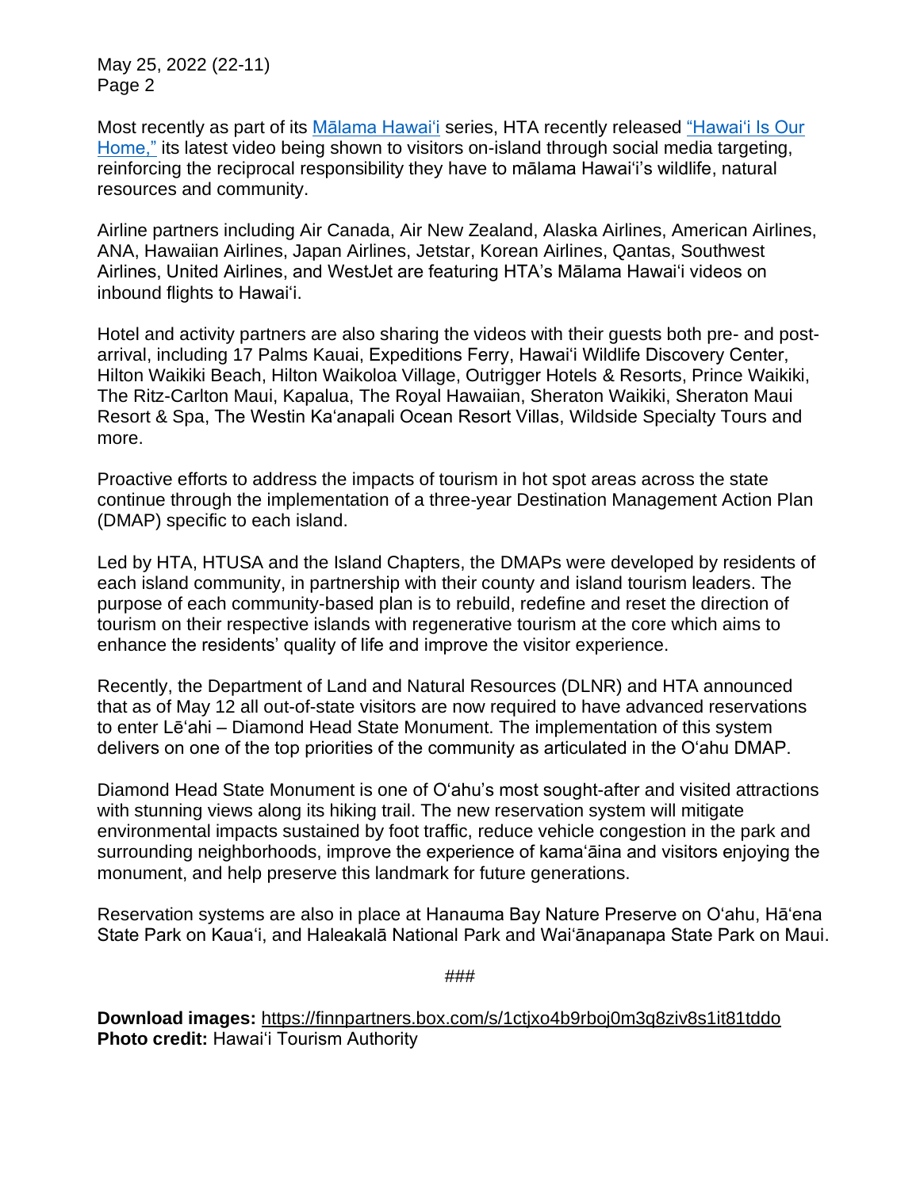Most recently as part of its Mālama Hawaiʻi series, HTA recently released "Hawaiʻi Is Our Home," its latest video being shown to visitors on-island through social media targeting, reinforcing the reciprocal responsibility they have to mālama Hawaiʻi's wildlife, natural resources and community.

Airline partners including Air Canada, Air New Zealand, Alaska Airlines, American Airlines, ANA, Hawaiian Airlines, Japan Airlines, Jetstar, Korean Airlines, Qantas, Southwest Airlines, United Airlines, and WestJet are featuring HTA's Mālama Hawaiʻi videos on inbound flights to Hawaiʻi.

Hotel and activity partners are also sharing the videos with their guests both pre- and post-arrival, including 17 Palms Kauai, Expeditions Ferry, Hawaiʻi Wildlife Discovery Center, Hilton Waikiki Beach, Hilton Waikoloa Village, Outrigger Hotels & Resorts, Prince Waikiki, The Ritz-Carlton Maui, Kapalua, The Royal Hawaiian, Sheraton Waikiki, Sheraton Maui Resort & Spa, The Westin Kaʻanapali Ocean Resort Villas, Wildside Specialty Tours and more.

Proactive efforts to address the impacts of tourism in hot spot areas across the state continue through the implementation of a three-year Destination Management Action Plan (DMAP) specific to each island.

Led by HTA, HTUSA and the Island Chapters, the DMAPs were developed by residents of each island community, in partnership with their county and island tourism leaders. The purpose of each community-based plan is to rebuild, redefine and reset the direction of tourism on their respective islands with regenerative tourism at the core which aims to enhance the residents' quality of life and improve the visitor experience.

Recently, the Department of Land and Natural Resources (DLNR) and HTA announced that as of May 12 all out-of-state visitors are now required to have advanced reservations to enter Lēʻahi – Diamond Head State Monument. The implementation of this system delivers on one of the top priorities of the community as articulated in the Oʻahu DMAP.

Diamond Head State Monument is one of Oʻahu's most sought-after and visited attractions with stunning views along its hiking trail. The new reservation system will mitigate environmental impacts sustained by foot traffic, reduce vehicle congestion in the park and surrounding neighborhoods, improve the experience of kamaʻāina and visitors enjoying the monument, and help preserve this landmark for future generations.

Reservation systems are also in place at Hanauma Bay Nature Preserve on Oʻahu, Hāʻena State Park on Kauaʻi, and Haleakalā National Park and Waiʻānapanapa State Park on Maui.

###

**Download images:** https://finnpartners.box.com/s/1ctjxo4b9rboj0m3q8ziv8s1it81tddo
**Photo credit:** Hawaiʻi Tourism Authority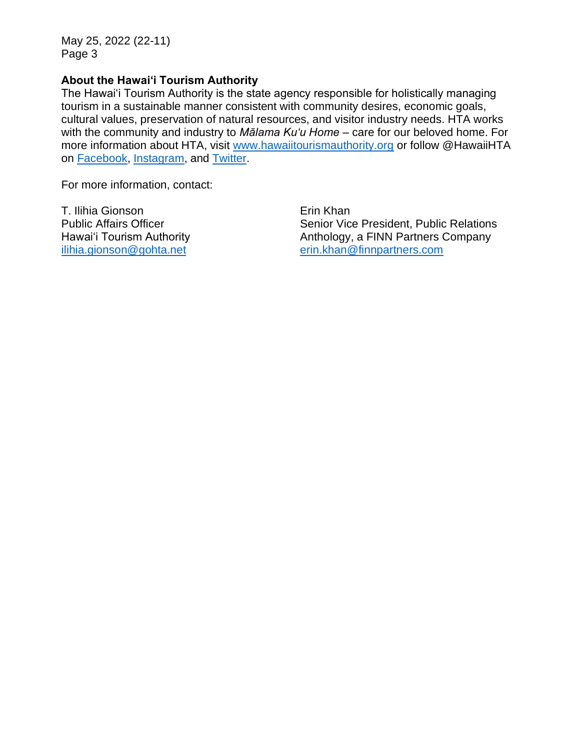## About the Hawai‘i Tourism Authority

The Hawai‘i Tourism Authority is the state agency responsible for holistically managing tourism in a sustainable manner consistent with community desires, economic goals, cultural values, preservation of natural resources, and visitor industry needs. HTA works with the community and industry to *Mālama Ku‘u Home* – care for our beloved home. For more information about HTA, visit www.hawaiitourismauthority.org or follow @HawaiiHTA on Facebook, Instagram, and Twitter.

For more information, contact:

T. Ilihia Gionson
Public Affairs Officer
Hawai‘i Tourism Authority
ilihia.gionson@gohta.net

Erin Khan
Senior Vice President, Public Relations
Anthology, a FINN Partners Company
erin.khan@finnpartners.com